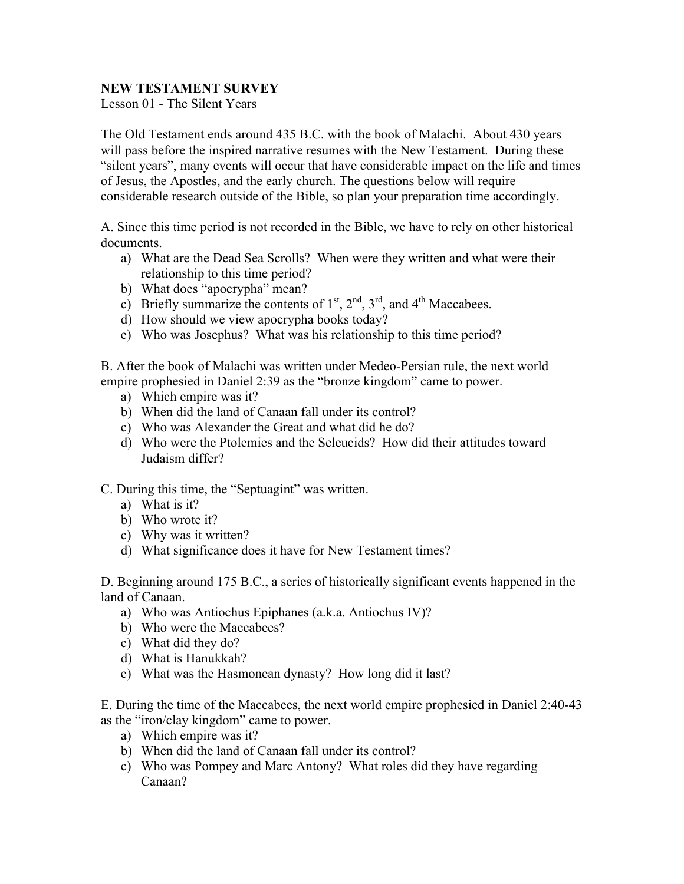**NEW TESTAMENT SURVEY**

Lesson 01 - The Silent Years

The Old Testament ends around 435 B.C. with the book of Malachi. About 430 years will pass before the inspired narrative resumes with the New Testament. During these "silent years", many events will occur that have considerable impact on the life and times of Jesus, the Apostles, and the early church. The questions below will require considerable research outside of the Bible, so plan your preparation time accordingly.

A. Since this time period is not recorded in the Bible, we have to rely on other historical documents.

a) What are the Dead Sea Scrolls? When were they written and what were their relationship to this time period?
b) What does "apocrypha" mean?
c) Briefly summarize the contents of 1st, 2nd, 3rd, and 4th Maccabees.
d) How should we view apocrypha books today?
e) Who was Josephus? What was his relationship to this time period?

B. After the book of Malachi was written under Medeo-Persian rule, the next world empire prophesied in Daniel 2:39 as the "bronze kingdom" came to power.

a) Which empire was it?
b) When did the land of Canaan fall under its control?
c) Who was Alexander the Great and what did he do?
d) Who were the Ptolemies and the Seleucids? How did their attitudes toward Judaism differ?

C. During this time, the "Septuagint" was written.

a) What is it?
b) Who wrote it?
c) Why was it written?
d) What significance does it have for New Testament times?

D. Beginning around 175 B.C., a series of historically significant events happened in the land of Canaan.

a) Who was Antiochus Epiphanes (a.k.a. Antiochus IV)?
b) Who were the Maccabees?
c) What did they do?
d) What is Hanukkah?
e) What was the Hasmonean dynasty? How long did it last?

E. During the time of the Maccabees, the next world empire prophesied in Daniel 2:40-43 as the "iron/clay kingdom" came to power.

a) Which empire was it?
b) When did the land of Canaan fall under its control?
c) Who was Pompey and Marc Antony? What roles did they have regarding Canaan?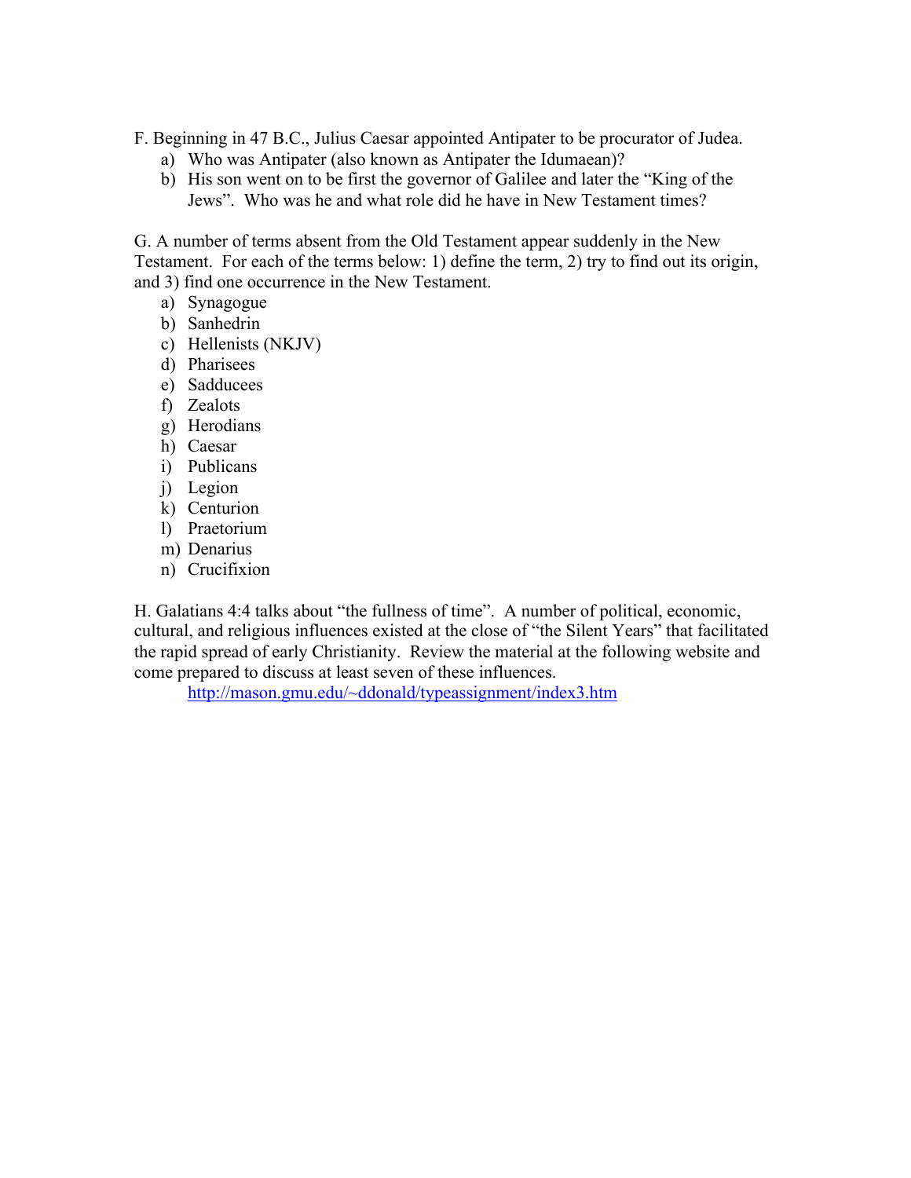F. Beginning in 47 B.C., Julius Caesar appointed Antipater to be procurator of Judea.

a) Who was Antipater (also known as Antipater the Idumaean)?
b) His son went on to be first the governor of Galilee and later the "King of the Jews". Who was he and what role did he have in New Testament times?

G. A number of terms absent from the Old Testament appear suddenly in the New Testament. For each of the terms below: 1) define the term, 2) try to find out its origin, and 3) find one occurrence in the New Testament.

a) Synagogue
b) Sanhedrin
c) Hellenists (NKJV)
d) Pharisees
e) Sadducees
f) Zealots
g) Herodians
h) Caesar
i) Publicans
j) Legion
k) Centurion
l) Praetorium
m) Denarius
n) Crucifixion

H. Galatians 4:4 talks about "the fullness of time". A number of political, economic, cultural, and religious influences existed at the close of "the Silent Years" that facilitated the rapid spread of early Christianity. Review the material at the following website and come prepared to discuss at least seven of these influences.

http://mason.gmu.edu/~ddonald/typeassignment/index3.htm